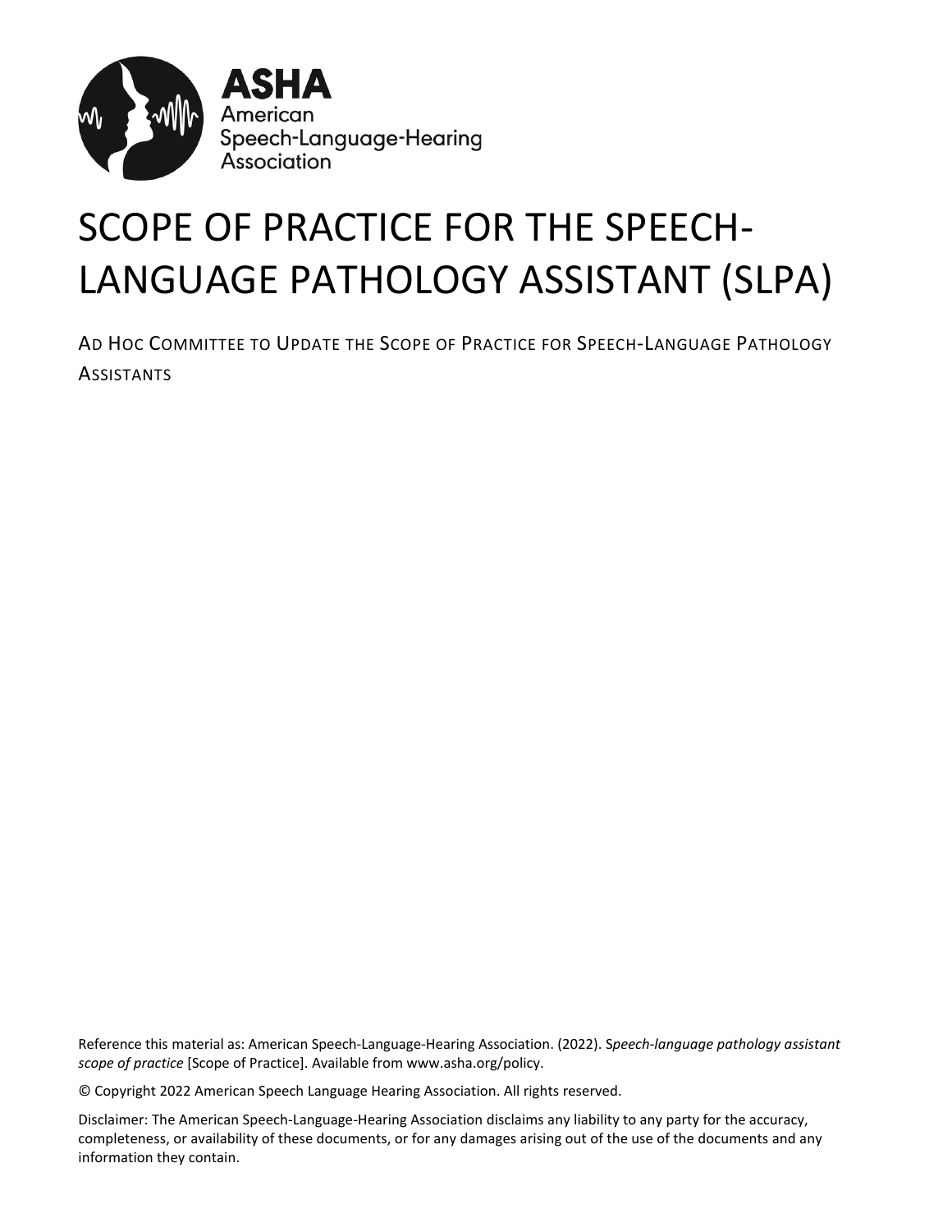ASHA
American
Speech-Language-Hearing
Association

# SCOPE OF PRACTICE FOR THE SPEECH-LANGUAGE PATHOLOGY ASSISTANT (SLPA)

AD HOC COMMITTEE TO UPDATE THE SCOPE OF PRACTICE FOR SPEECH-LANGUAGE PATHOLOGY ASSISTANTS

Reference this material as: American Speech-Language-Hearing Association. (2022). S*peech-language pathology assistant scope of practice* [Scope of Practice]. Available from www.asha.org/policy.

© Copyright 2022 American Speech Language Hearing Association. All rights reserved.

Disclaimer: The American Speech-Language-Hearing Association disclaims any liability to any party for the accuracy, completeness, or availability of these documents, or for any damages arising out of the use of the documents and any information they contain.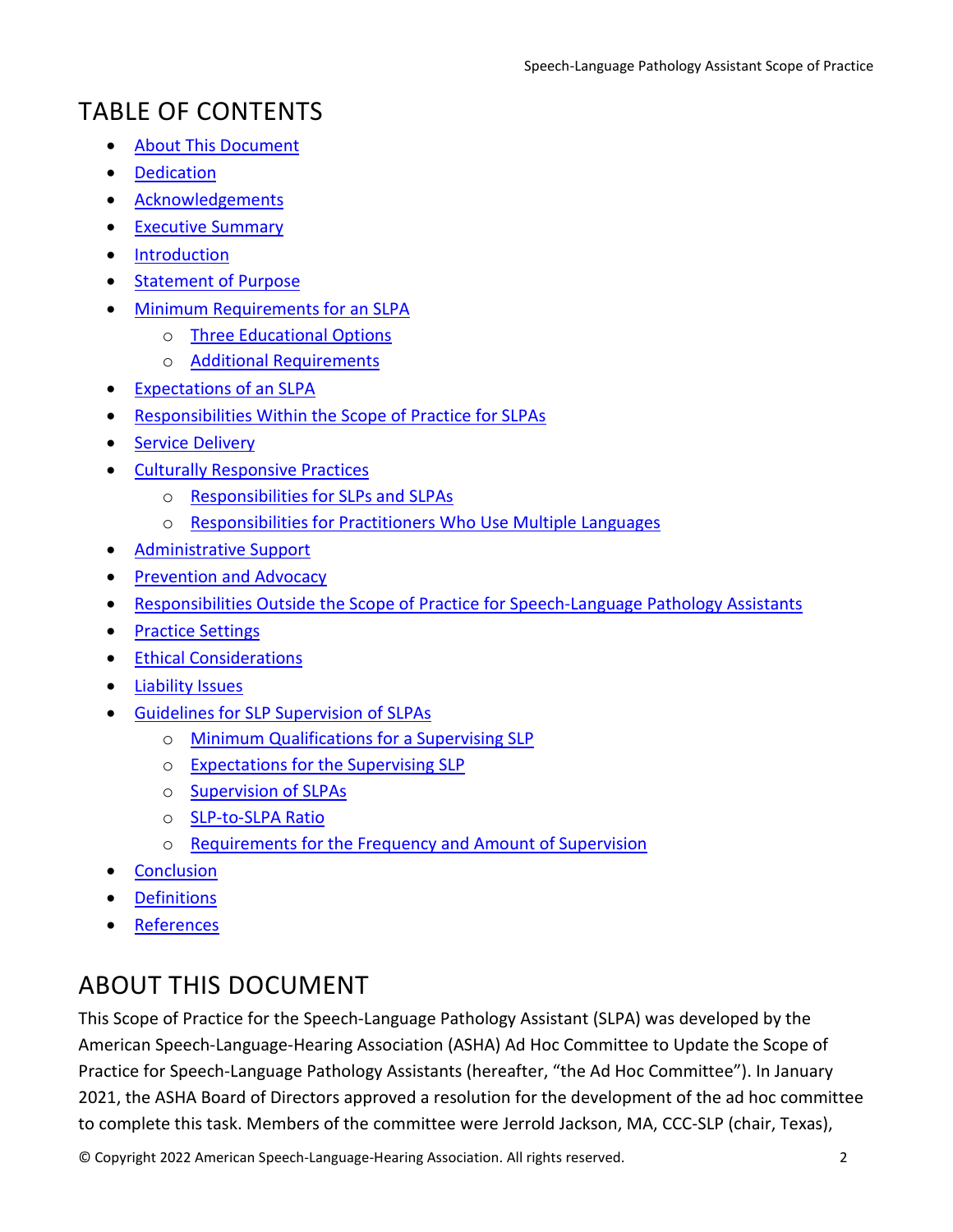# TABLE OF CONTENTS

- About This Document
- Dedication
- Acknowledgements
- Executive Summary
- Introduction
- Statement of Purpose
- Minimum Requirements for an SLPA
  - Three Educational Options
  - Additional Requirements
- Expectations of an SLPA
- Responsibilities Within the Scope of Practice for SLPAs
- Service Delivery
- Culturally Responsive Practices
  - Responsibilities for SLPs and SLPAs
  - Responsibilities for Practitioners Who Use Multiple Languages
- Administrative Support
- Prevention and Advocacy
- Responsibilities Outside the Scope of Practice for Speech-Language Pathology Assistants
- Practice Settings
- Ethical Considerations
- Liability Issues
- Guidelines for SLP Supervision of SLPAs
  - Minimum Qualifications for a Supervising SLP
  - Expectations for the Supervising SLP
  - Supervision of SLPAs
  - SLP-to-SLPA Ratio
  - Requirements for the Frequency and Amount of Supervision
- Conclusion
- Definitions
- References

# ABOUT THIS DOCUMENT

This Scope of Practice for the Speech-Language Pathology Assistant (SLPA) was developed by the American Speech-Language-Hearing Association (ASHA) Ad Hoc Committee to Update the Scope of Practice for Speech-Language Pathology Assistants (hereafter, "the Ad Hoc Committee"). In January 2021, the ASHA Board of Directors approved a resolution for the development of the ad hoc committee to complete this task. Members of the committee were Jerrold Jackson, MA, CCC-SLP (chair, Texas),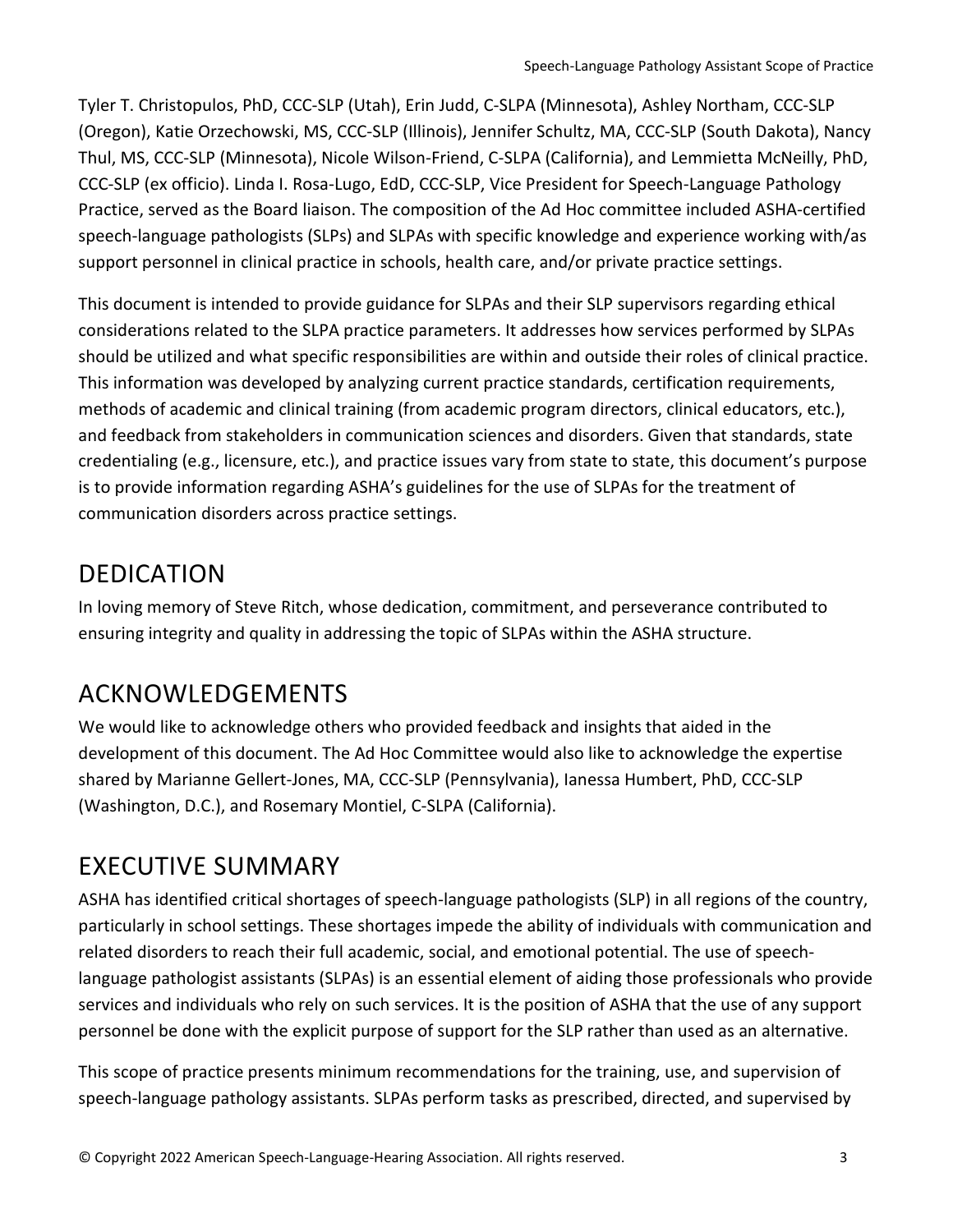Tyler T. Christopulos, PhD, CCC-SLP (Utah), Erin Judd, C-SLPA (Minnesota), Ashley Northam, CCC-SLP (Oregon), Katie Orzechowski, MS, CCC-SLP (Illinois), Jennifer Schultz, MA, CCC-SLP (South Dakota), Nancy Thul, MS, CCC-SLP (Minnesota), Nicole Wilson-Friend, C-SLPA (California), and Lemmietta McNeilly, PhD, CCC-SLP (ex officio). Linda I. Rosa-Lugo, EdD, CCC-SLP, Vice President for Speech-Language Pathology Practice, served as the Board liaison. The composition of the Ad Hoc committee included ASHA-certified speech-language pathologists (SLPs) and SLPAs with specific knowledge and experience working with/as support personnel in clinical practice in schools, health care, and/or private practice settings.

This document is intended to provide guidance for SLPAs and their SLP supervisors regarding ethical considerations related to the SLPA practice parameters. It addresses how services performed by SLPAs should be utilized and what specific responsibilities are within and outside their roles of clinical practice. This information was developed by analyzing current practice standards, certification requirements, methods of academic and clinical training (from academic program directors, clinical educators, etc.), and feedback from stakeholders in communication sciences and disorders. Given that standards, state credentialing (e.g., licensure, etc.), and practice issues vary from state to state, this document's purpose is to provide information regarding ASHA's guidelines for the use of SLPAs for the treatment of communication disorders across practice settings.

# DEDICATION

In loving memory of Steve Ritch, whose dedication, commitment, and perseverance contributed to ensuring integrity and quality in addressing the topic of SLPAs within the ASHA structure.

# ACKNOWLEDGEMENTS

We would like to acknowledge others who provided feedback and insights that aided in the development of this document. The Ad Hoc Committee would also like to acknowledge the expertise shared by Marianne Gellert-Jones, MA, CCC-SLP (Pennsylvania), Ianessa Humbert, PhD, CCC-SLP (Washington, D.C.), and Rosemary Montiel, C-SLPA (California).

# EXECUTIVE SUMMARY

ASHA has identified critical shortages of speech-language pathologists (SLP) in all regions of the country, particularly in school settings. These shortages impede the ability of individuals with communication and related disorders to reach their full academic, social, and emotional potential. The use of speech-language pathologist assistants (SLPAs) is an essential element of aiding those professionals who provide services and individuals who rely on such services. It is the position of ASHA that the use of any support personnel be done with the explicit purpose of support for the SLP rather than used as an alternative.

This scope of practice presents minimum recommendations for the training, use, and supervision of speech-language pathology assistants. SLPAs perform tasks as prescribed, directed, and supervised by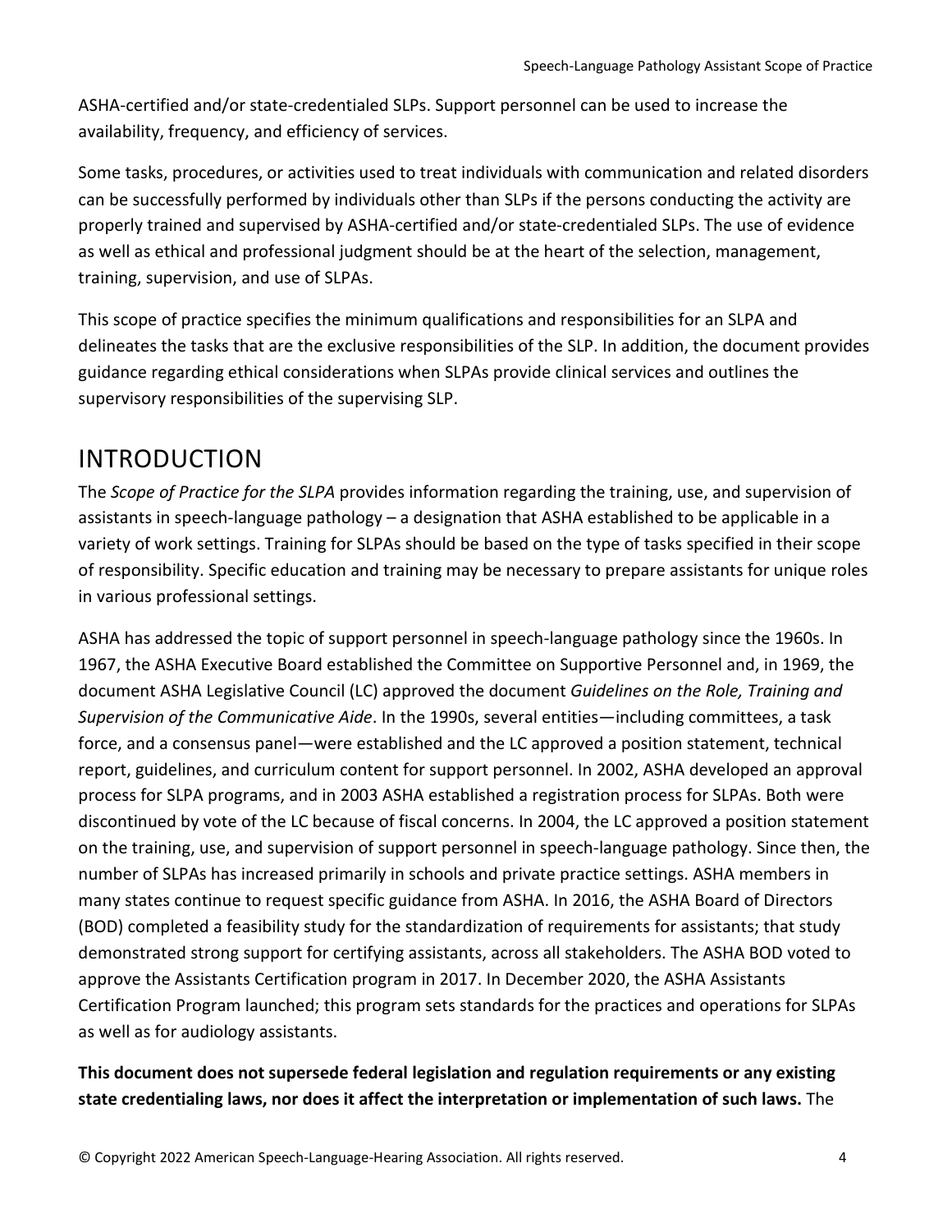ASHA-certified and/or state-credentialed SLPs. Support personnel can be used to increase the availability, frequency, and efficiency of services.

Some tasks, procedures, or activities used to treat individuals with communication and related disorders can be successfully performed by individuals other than SLPs if the persons conducting the activity are properly trained and supervised by ASHA-certified and/or state-credentialed SLPs. The use of evidence as well as ethical and professional judgment should be at the heart of the selection, management, training, supervision, and use of SLPAs.

This scope of practice specifies the minimum qualifications and responsibilities for an SLPA and delineates the tasks that are the exclusive responsibilities of the SLP. In addition, the document provides guidance regarding ethical considerations when SLPAs provide clinical services and outlines the supervisory responsibilities of the supervising SLP.

# INTRODUCTION

The *Scope of Practice for the SLPA* provides information regarding the training, use, and supervision of assistants in speech-language pathology – a designation that ASHA established to be applicable in a variety of work settings. Training for SLPAs should be based on the type of tasks specified in their scope of responsibility. Specific education and training may be necessary to prepare assistants for unique roles in various professional settings.

ASHA has addressed the topic of support personnel in speech-language pathology since the 1960s. In 1967, the ASHA Executive Board established the Committee on Supportive Personnel and, in 1969, the document ASHA Legislative Council (LC) approved the document *Guidelines on the Role, Training and Supervision of the Communicative Aide*. In the 1990s, several entities—including committees, a task force, and a consensus panel—were established and the LC approved a position statement, technical report, guidelines, and curriculum content for support personnel. In 2002, ASHA developed an approval process for SLPA programs, and in 2003 ASHA established a registration process for SLPAs. Both were discontinued by vote of the LC because of fiscal concerns. In 2004, the LC approved a position statement on the training, use, and supervision of support personnel in speech-language pathology. Since then, the number of SLPAs has increased primarily in schools and private practice settings. ASHA members in many states continue to request specific guidance from ASHA. In 2016, the ASHA Board of Directors (BOD) completed a feasibility study for the standardization of requirements for assistants; that study demonstrated strong support for certifying assistants, across all stakeholders. The ASHA BOD voted to approve the Assistants Certification program in 2017. In December 2020, the ASHA Assistants Certification Program launched; this program sets standards for the practices and operations for SLPAs as well as for audiology assistants.

**This document does not supersede federal legislation and regulation requirements or any existing state credentialing laws, nor does it affect the interpretation or implementation of such laws.** The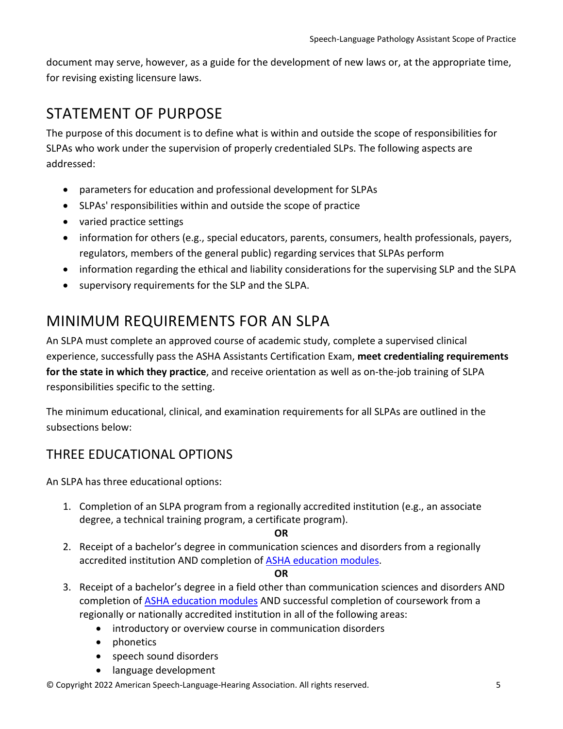document may serve, however, as a guide for the development of new laws or, at the appropriate time, for revising existing licensure laws.

## STATEMENT OF PURPOSE

The purpose of this document is to define what is within and outside the scope of responsibilities for SLPAs who work under the supervision of properly credentialed SLPs. The following aspects are addressed:

- parameters for education and professional development for SLPAs
- SLPAs' responsibilities within and outside the scope of practice
- varied practice settings
- information for others (e.g., special educators, parents, consumers, health professionals, payers, regulators, members of the general public) regarding services that SLPAs perform
- information regarding the ethical and liability considerations for the supervising SLP and the SLPA
- supervisory requirements for the SLP and the SLPA.

## MINIMUM REQUIREMENTS FOR AN SLPA

An SLPA must complete an approved course of academic study, complete a supervised clinical experience, successfully pass the ASHA Assistants Certification Exam, **meet credentialing requirements for the state in which they practice**, and receive orientation as well as on-the-job training of SLPA responsibilities specific to the setting.

The minimum educational, clinical, and examination requirements for all SLPAs are outlined in the subsections below:

### THREE EDUCATIONAL OPTIONS

An SLPA has three educational options:

1. Completion of an SLPA program from a regionally accredited institution (e.g., an associate degree, a technical training program, a certificate program).

   **OR**

2. Receipt of a bachelor's degree in communication sciences and disorders from a regionally accredited institution AND completion of ASHA education modules.

   **OR**

3. Receipt of a bachelor's degree in a field other than communication sciences and disorders AND completion of ASHA education modules AND successful completion of coursework from a regionally or nationally accredited institution in all of the following areas:
   - introductory or overview course in communication disorders
   - phonetics
   - speech sound disorders
   - language development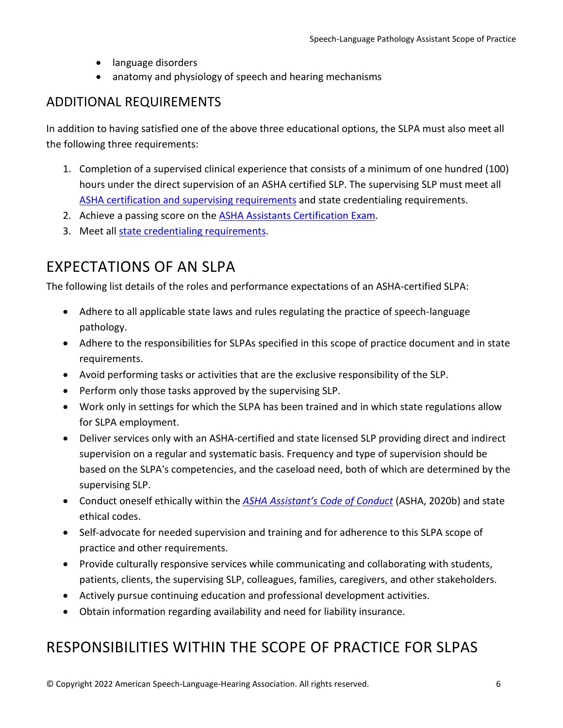- language disorders
- anatomy and physiology of speech and hearing mechanisms

## ADDITIONAL REQUIREMENTS

In addition to having satisfied one of the above three educational options, the SLPA must also meet all the following three requirements:

1. Completion of a supervised clinical experience that consists of a minimum of one hundred (100) hours under the direct supervision of an ASHA certified SLP. The supervising SLP must meet all ASHA certification and supervising requirements and state credentialing requirements.
2. Achieve a passing score on the ASHA Assistants Certification Exam.
3. Meet all state credentialing requirements.

# EXPECTATIONS OF AN SLPA

The following list details of the roles and performance expectations of an ASHA-certified SLPA:

- Adhere to all applicable state laws and rules regulating the practice of speech-language pathology.
- Adhere to the responsibilities for SLPAs specified in this scope of practice document and in state requirements.
- Avoid performing tasks or activities that are the exclusive responsibility of the SLP.
- Perform only those tasks approved by the supervising SLP.
- Work only in settings for which the SLPA has been trained and in which state regulations allow for SLPA employment.
- Deliver services only with an ASHA-certified and state licensed SLP providing direct and indirect supervision on a regular and systematic basis. Frequency and type of supervision should be based on the SLPA's competencies, and the caseload need, both of which are determined by the supervising SLP.
- Conduct oneself ethically within the *ASHA Assistant's Code of Conduct* (ASHA, 2020b) and state ethical codes.
- Self-advocate for needed supervision and training and for adherence to this SLPA scope of practice and other requirements.
- Provide culturally responsive services while communicating and collaborating with students, patients, clients, the supervising SLP, colleagues, families, caregivers, and other stakeholders.
- Actively pursue continuing education and professional development activities.
- Obtain information regarding availability and need for liability insurance.

# RESPONSIBILITIES WITHIN THE SCOPE OF PRACTICE FOR SLPAS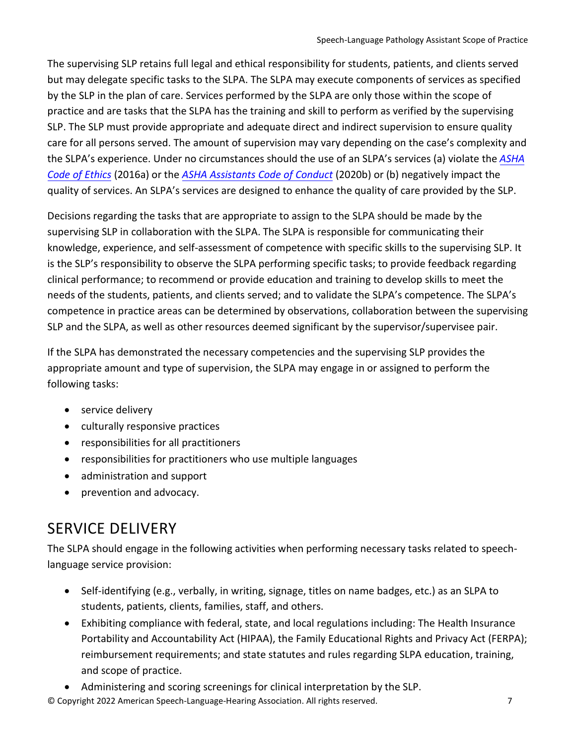The supervising SLP retains full legal and ethical responsibility for students, patients, and clients served but may delegate specific tasks to the SLPA. The SLPA may execute components of services as specified by the SLP in the plan of care. Services performed by the SLPA are only those within the scope of practice and are tasks that the SLPA has the training and skill to perform as verified by the supervising SLP. The SLP must provide appropriate and adequate direct and indirect supervision to ensure quality care for all persons served. The amount of supervision may vary depending on the case's complexity and the SLPA's experience. Under no circumstances should the use of an SLPA's services (a) violate the *ASHA Code of Ethics* (2016a) or the *ASHA Assistants Code of Conduct* (2020b) or (b) negatively impact the quality of services. An SLPA's services are designed to enhance the quality of care provided by the SLP.

Decisions regarding the tasks that are appropriate to assign to the SLPA should be made by the supervising SLP in collaboration with the SLPA. The SLPA is responsible for communicating their knowledge, experience, and self-assessment of competence with specific skills to the supervising SLP. It is the SLP's responsibility to observe the SLPA performing specific tasks; to provide feedback regarding clinical performance; to recommend or provide education and training to develop skills to meet the needs of the students, patients, and clients served; and to validate the SLPA's competence. The SLPA's competence in practice areas can be determined by observations, collaboration between the supervising SLP and the SLPA, as well as other resources deemed significant by the supervisor/supervisee pair.

If the SLPA has demonstrated the necessary competencies and the supervising SLP provides the appropriate amount and type of supervision, the SLPA may engage in or assigned to perform the following tasks:

- service delivery
- culturally responsive practices
- responsibilities for all practitioners
- responsibilities for practitioners who use multiple languages
- administration and support
- prevention and advocacy.

## SERVICE DELIVERY

The SLPA should engage in the following activities when performing necessary tasks related to speech-language service provision:

- Self-identifying (e.g., verbally, in writing, signage, titles on name badges, etc.) as an SLPA to students, patients, clients, families, staff, and others.
- Exhibiting compliance with federal, state, and local regulations including: The Health Insurance Portability and Accountability Act (HIPAA), the Family Educational Rights and Privacy Act (FERPA); reimbursement requirements; and state statutes and rules regarding SLPA education, training, and scope of practice.
- Administering and scoring screenings for clinical interpretation by the SLP.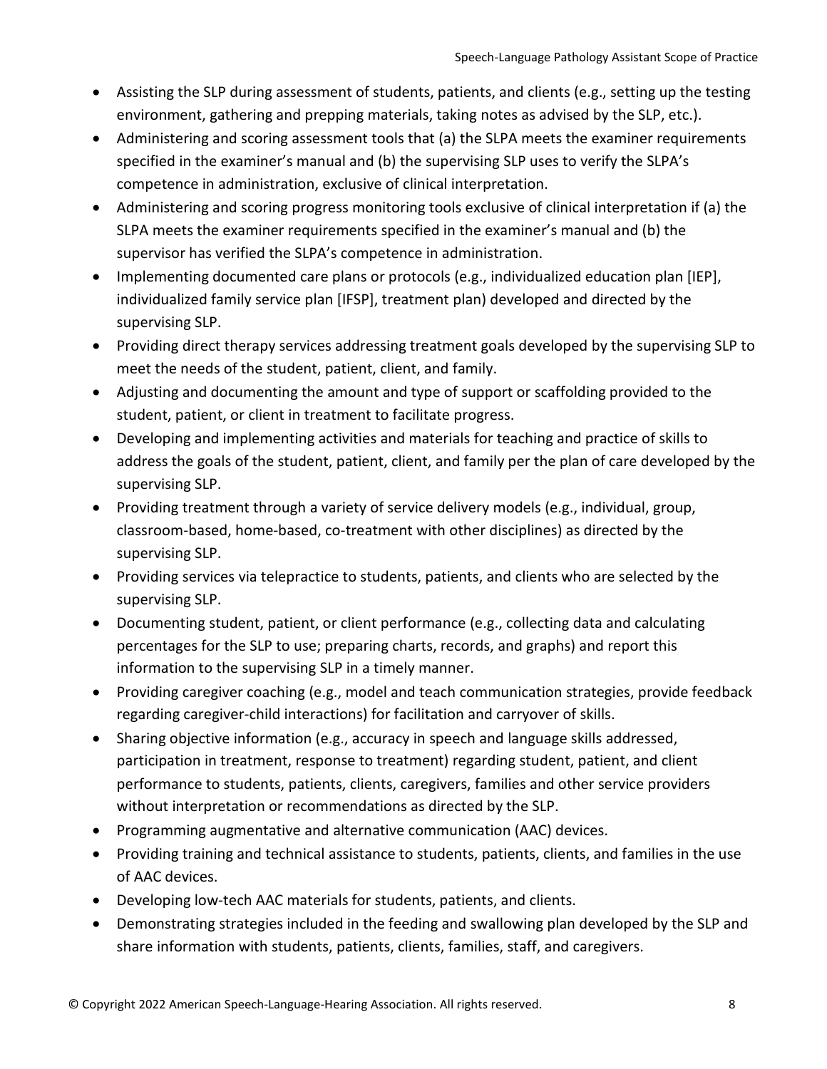- Assisting the SLP during assessment of students, patients, and clients (e.g., setting up the testing environment, gathering and prepping materials, taking notes as advised by the SLP, etc.).
- Administering and scoring assessment tools that (a) the SLPA meets the examiner requirements specified in the examiner's manual and (b) the supervising SLP uses to verify the SLPA's competence in administration, exclusive of clinical interpretation.
- Administering and scoring progress monitoring tools exclusive of clinical interpretation if (a) the SLPA meets the examiner requirements specified in the examiner's manual and (b) the supervisor has verified the SLPA's competence in administration.
- Implementing documented care plans or protocols (e.g., individualized education plan [IEP], individualized family service plan [IFSP], treatment plan) developed and directed by the supervising SLP.
- Providing direct therapy services addressing treatment goals developed by the supervising SLP to meet the needs of the student, patient, client, and family.
- Adjusting and documenting the amount and type of support or scaffolding provided to the student, patient, or client in treatment to facilitate progress.
- Developing and implementing activities and materials for teaching and practice of skills to address the goals of the student, patient, client, and family per the plan of care developed by the supervising SLP.
- Providing treatment through a variety of service delivery models (e.g., individual, group, classroom-based, home-based, co-treatment with other disciplines) as directed by the supervising SLP.
- Providing services via telepractice to students, patients, and clients who are selected by the supervising SLP.
- Documenting student, patient, or client performance (e.g., collecting data and calculating percentages for the SLP to use; preparing charts, records, and graphs) and report this information to the supervising SLP in a timely manner.
- Providing caregiver coaching (e.g., model and teach communication strategies, provide feedback regarding caregiver-child interactions) for facilitation and carryover of skills.
- Sharing objective information (e.g., accuracy in speech and language skills addressed, participation in treatment, response to treatment) regarding student, patient, and client performance to students, patients, clients, caregivers, families and other service providers without interpretation or recommendations as directed by the SLP.
- Programming augmentative and alternative communication (AAC) devices.
- Providing training and technical assistance to students, patients, clients, and families in the use of AAC devices.
- Developing low-tech AAC materials for students, patients, and clients.
- Demonstrating strategies included in the feeding and swallowing plan developed by the SLP and share information with students, patients, clients, families, staff, and caregivers.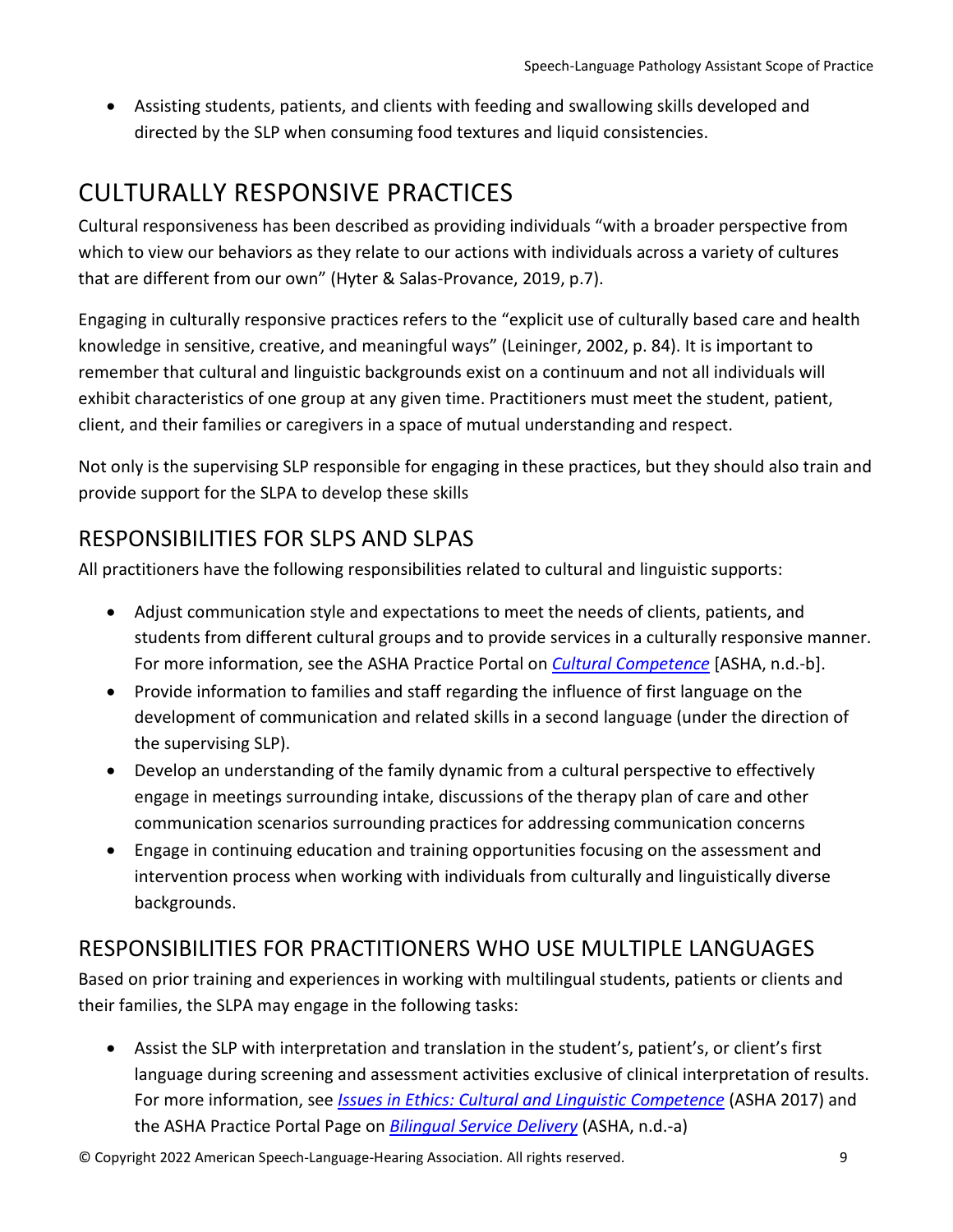- Assisting students, patients, and clients with feeding and swallowing skills developed and directed by the SLP when consuming food textures and liquid consistencies.

# CULTURALLY RESPONSIVE PRACTICES

Cultural responsiveness has been described as providing individuals "with a broader perspective from which to view our behaviors as they relate to our actions with individuals across a variety of cultures that are different from our own" (Hyter & Salas-Provance, 2019, p.7).

Engaging in culturally responsive practices refers to the "explicit use of culturally based care and health knowledge in sensitive, creative, and meaningful ways" (Leininger, 2002, p. 84). It is important to remember that cultural and linguistic backgrounds exist on a continuum and not all individuals will exhibit characteristics of one group at any given time. Practitioners must meet the student, patient, client, and their families or caregivers in a space of mutual understanding and respect.

Not only is the supervising SLP responsible for engaging in these practices, but they should also train and provide support for the SLPA to develop these skills

## RESPONSIBILITIES FOR SLPS AND SLPAS

All practitioners have the following responsibilities related to cultural and linguistic supports:

- Adjust communication style and expectations to meet the needs of clients, patients, and students from different cultural groups and to provide services in a culturally responsive manner. For more information, see the ASHA Practice Portal on *Cultural Competence* [ASHA, n.d.-b].
- Provide information to families and staff regarding the influence of first language on the development of communication and related skills in a second language (under the direction of the supervising SLP).
- Develop an understanding of the family dynamic from a cultural perspective to effectively engage in meetings surrounding intake, discussions of the therapy plan of care and other communication scenarios surrounding practices for addressing communication concerns
- Engage in continuing education and training opportunities focusing on the assessment and intervention process when working with individuals from culturally and linguistically diverse backgrounds.

## RESPONSIBILITIES FOR PRACTITIONERS WHO USE MULTIPLE LANGUAGES

Based on prior training and experiences in working with multilingual students, patients or clients and their families, the SLPA may engage in the following tasks:

- Assist the SLP with interpretation and translation in the student's, patient's, or client's first language during screening and assessment activities exclusive of clinical interpretation of results. For more information, see *Issues in Ethics: Cultural and Linguistic Competence* (ASHA 2017) and the ASHA Practice Portal Page on *Bilingual Service Delivery* (ASHA, n.d.-a)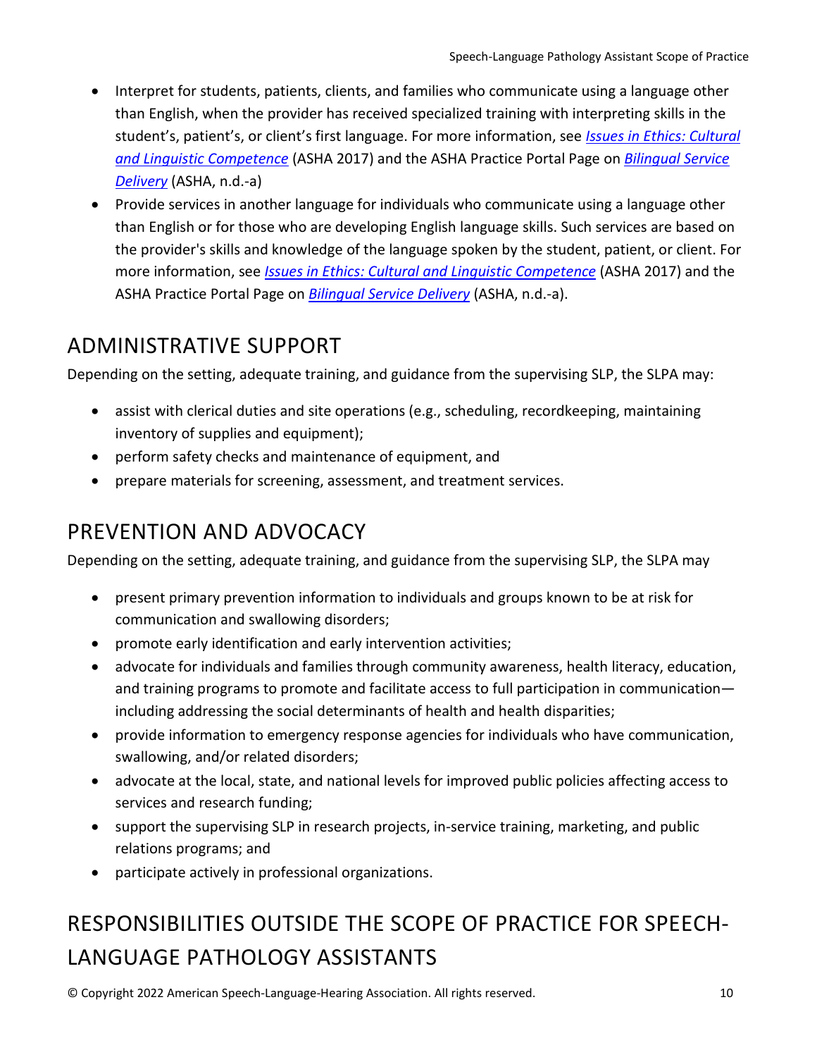- Interpret for students, patients, clients, and families who communicate using a language other than English, when the provider has received specialized training with interpreting skills in the student's, patient's, or client's first language. For more information, see [*Issues in Ethics: Cultural and Linguistic Competence*]() (ASHA 2017) and the ASHA Practice Portal Page on [*Bilingual Service Delivery*]() (ASHA, n.d.-a)
- Provide services in another language for individuals who communicate using a language other than English or for those who are developing English language skills. Such services are based on the provider's skills and knowledge of the language spoken by the student, patient, or client. For more information, see [*Issues in Ethics: Cultural and Linguistic Competence*]() (ASHA 2017) and the ASHA Practice Portal Page on [*Bilingual Service Delivery*]() (ASHA, n.d.-a).

## ADMINISTRATIVE SUPPORT

Depending on the setting, adequate training, and guidance from the supervising SLP, the SLPA may:

- assist with clerical duties and site operations (e.g., scheduling, recordkeeping, maintaining inventory of supplies and equipment);
- perform safety checks and maintenance of equipment, and
- prepare materials for screening, assessment, and treatment services.

## PREVENTION AND ADVOCACY

Depending on the setting, adequate training, and guidance from the supervising SLP, the SLPA may

- present primary prevention information to individuals and groups known to be at risk for communication and swallowing disorders;
- promote early identification and early intervention activities;
- advocate for individuals and families through community awareness, health literacy, education, and training programs to promote and facilitate access to full participation in communication—including addressing the social determinants of health and health disparities;
- provide information to emergency response agencies for individuals who have communication, swallowing, and/or related disorders;
- advocate at the local, state, and national levels for improved public policies affecting access to services and research funding;
- support the supervising SLP in research projects, in-service training, marketing, and public relations programs; and
- participate actively in professional organizations.

## RESPONSIBILITIES OUTSIDE THE SCOPE OF PRACTICE FOR SPEECH-LANGUAGE PATHOLOGY ASSISTANTS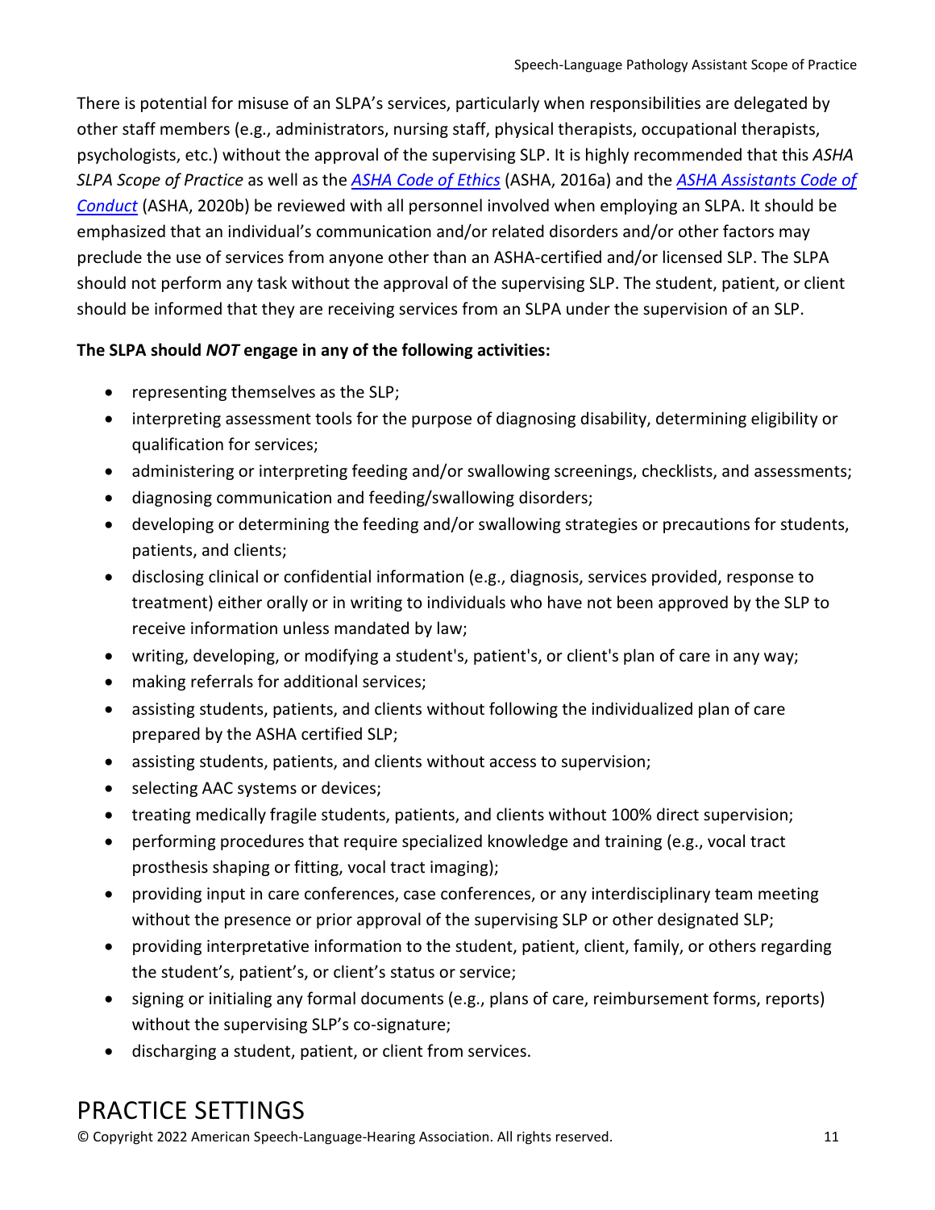There is potential for misuse of an SLPA's services, particularly when responsibilities are delegated by other staff members (e.g., administrators, nursing staff, physical therapists, occupational therapists, psychologists, etc.) without the approval of the supervising SLP. It is highly recommended that this *ASHA SLPA Scope of Practice* as well as the *ASHA Code of Ethics* (ASHA, 2016a) and the *ASHA Assistants Code of Conduct* (ASHA, 2020b) be reviewed with all personnel involved when employing an SLPA. It should be emphasized that an individual's communication and/or related disorders and/or other factors may preclude the use of services from anyone other than an ASHA-certified and/or licensed SLP. The SLPA should not perform any task without the approval of the supervising SLP. The student, patient, or client should be informed that they are receiving services from an SLPA under the supervision of an SLP.

**The SLPA should *NOT* engage in any of the following activities:**

- representing themselves as the SLP;
- interpreting assessment tools for the purpose of diagnosing disability, determining eligibility or qualification for services;
- administering or interpreting feeding and/or swallowing screenings, checklists, and assessments;
- diagnosing communication and feeding/swallowing disorders;
- developing or determining the feeding and/or swallowing strategies or precautions for students, patients, and clients;
- disclosing clinical or confidential information (e.g., diagnosis, services provided, response to treatment) either orally or in writing to individuals who have not been approved by the SLP to receive information unless mandated by law;
- writing, developing, or modifying a student's, patient's, or client's plan of care in any way;
- making referrals for additional services;
- assisting students, patients, and clients without following the individualized plan of care prepared by the ASHA certified SLP;
- assisting students, patients, and clients without access to supervision;
- selecting AAC systems or devices;
- treating medically fragile students, patients, and clients without 100% direct supervision;
- performing procedures that require specialized knowledge and training (e.g., vocal tract prosthesis shaping or fitting, vocal tract imaging);
- providing input in care conferences, case conferences, or any interdisciplinary team meeting without the presence or prior approval of the supervising SLP or other designated SLP;
- providing interpretative information to the student, patient, client, family, or others regarding the student's, patient's, or client's status or service;
- signing or initialing any formal documents (e.g., plans of care, reimbursement forms, reports) without the supervising SLP's co-signature;
- discharging a student, patient, or client from services.

# PRACTICE SETTINGS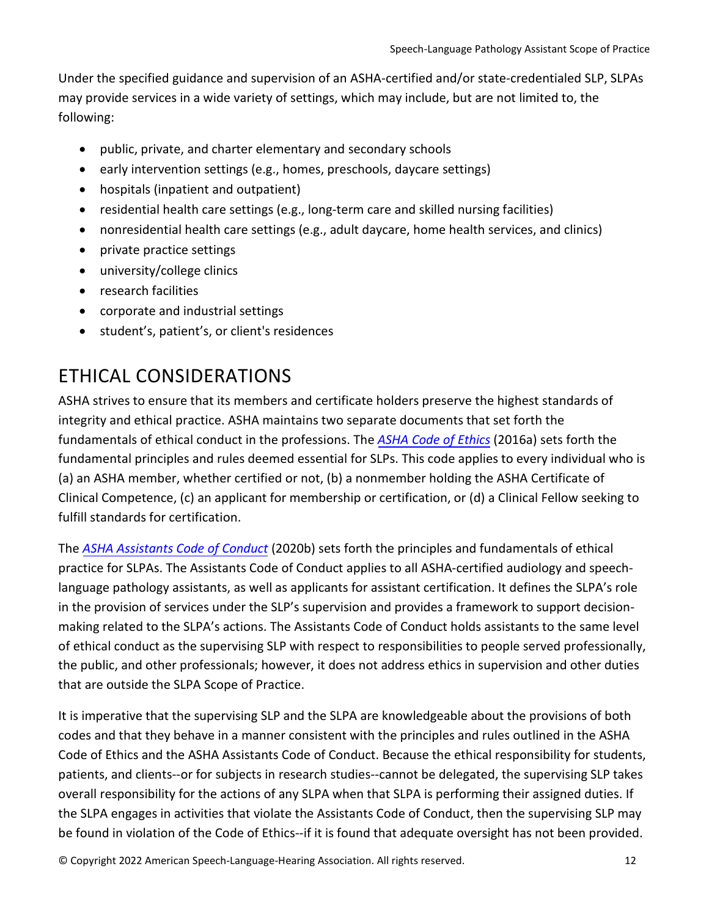Under the specified guidance and supervision of an ASHA-certified and/or state-credentialed SLP, SLPAs may provide services in a wide variety of settings, which may include, but are not limited to, the following:

- public, private, and charter elementary and secondary schools
- early intervention settings (e.g., homes, preschools, daycare settings)
- hospitals (inpatient and outpatient)
- residential health care settings (e.g., long-term care and skilled nursing facilities)
- nonresidential health care settings (e.g., adult daycare, home health services, and clinics)
- private practice settings
- university/college clinics
- research facilities
- corporate and industrial settings
- student's, patient's, or client's residences

# ETHICAL CONSIDERATIONS

ASHA strives to ensure that its members and certificate holders preserve the highest standards of integrity and ethical practice. ASHA maintains two separate documents that set forth the fundamentals of ethical conduct in the professions. The *ASHA Code of Ethics* (2016a) sets forth the fundamental principles and rules deemed essential for SLPs. This code applies to every individual who is (a) an ASHA member, whether certified or not, (b) a nonmember holding the ASHA Certificate of Clinical Competence, (c) an applicant for membership or certification, or (d) a Clinical Fellow seeking to fulfill standards for certification.

The *ASHA Assistants Code of Conduct* (2020b) sets forth the principles and fundamentals of ethical practice for SLPAs. The Assistants Code of Conduct applies to all ASHA-certified audiology and speech-language pathology assistants, as well as applicants for assistant certification. It defines the SLPA's role in the provision of services under the SLP's supervision and provides a framework to support decision-making related to the SLPA's actions. The Assistants Code of Conduct holds assistants to the same level of ethical conduct as the supervising SLP with respect to responsibilities to people served professionally, the public, and other professionals; however, it does not address ethics in supervision and other duties that are outside the SLPA Scope of Practice.

It is imperative that the supervising SLP and the SLPA are knowledgeable about the provisions of both codes and that they behave in a manner consistent with the principles and rules outlined in the ASHA Code of Ethics and the ASHA Assistants Code of Conduct. Because the ethical responsibility for students, patients, and clients--or for subjects in research studies--cannot be delegated, the supervising SLP takes overall responsibility for the actions of any SLPA when that SLPA is performing their assigned duties. If the SLPA engages in activities that violate the Assistants Code of Conduct, then the supervising SLP may be found in violation of the Code of Ethics--if it is found that adequate oversight has not been provided.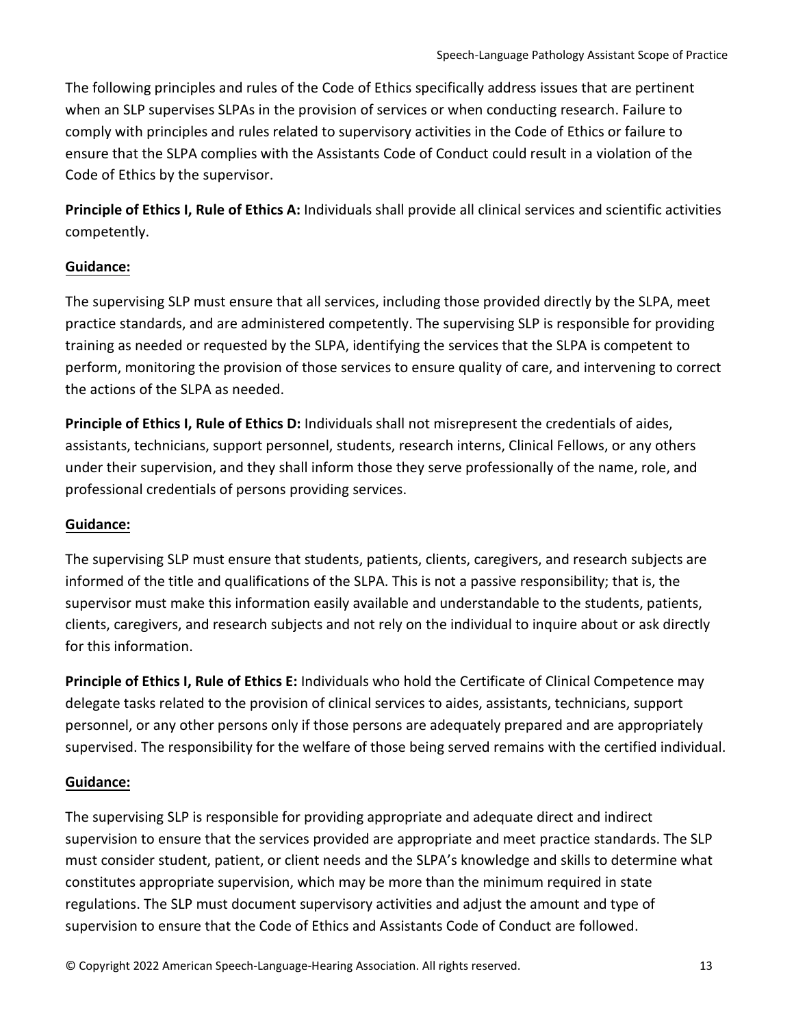The following principles and rules of the Code of Ethics specifically address issues that are pertinent when an SLP supervises SLPAs in the provision of services or when conducting research. Failure to comply with principles and rules related to supervisory activities in the Code of Ethics or failure to ensure that the SLPA complies with the Assistants Code of Conduct could result in a violation of the Code of Ethics by the supervisor.

**Principle of Ethics I, Rule of Ethics A:** Individuals shall provide all clinical services and scientific activities competently.

**Guidance:**

The supervising SLP must ensure that all services, including those provided directly by the SLPA, meet practice standards, and are administered competently. The supervising SLP is responsible for providing training as needed or requested by the SLPA, identifying the services that the SLPA is competent to perform, monitoring the provision of those services to ensure quality of care, and intervening to correct the actions of the SLPA as needed.

**Principle of Ethics I, Rule of Ethics D:** Individuals shall not misrepresent the credentials of aides, assistants, technicians, support personnel, students, research interns, Clinical Fellows, or any others under their supervision, and they shall inform those they serve professionally of the name, role, and professional credentials of persons providing services.

**Guidance:**

The supervising SLP must ensure that students, patients, clients, caregivers, and research subjects are informed of the title and qualifications of the SLPA. This is not a passive responsibility; that is, the supervisor must make this information easily available and understandable to the students, patients, clients, caregivers, and research subjects and not rely on the individual to inquire about or ask directly for this information.

**Principle of Ethics I, Rule of Ethics E:** Individuals who hold the Certificate of Clinical Competence may delegate tasks related to the provision of clinical services to aides, assistants, technicians, support personnel, or any other persons only if those persons are adequately prepared and are appropriately supervised. The responsibility for the welfare of those being served remains with the certified individual.

**Guidance:**

The supervising SLP is responsible for providing appropriate and adequate direct and indirect supervision to ensure that the services provided are appropriate and meet practice standards. The SLP must consider student, patient, or client needs and the SLPA's knowledge and skills to determine what constitutes appropriate supervision, which may be more than the minimum required in state regulations. The SLP must document supervisory activities and adjust the amount and type of supervision to ensure that the Code of Ethics and Assistants Code of Conduct are followed.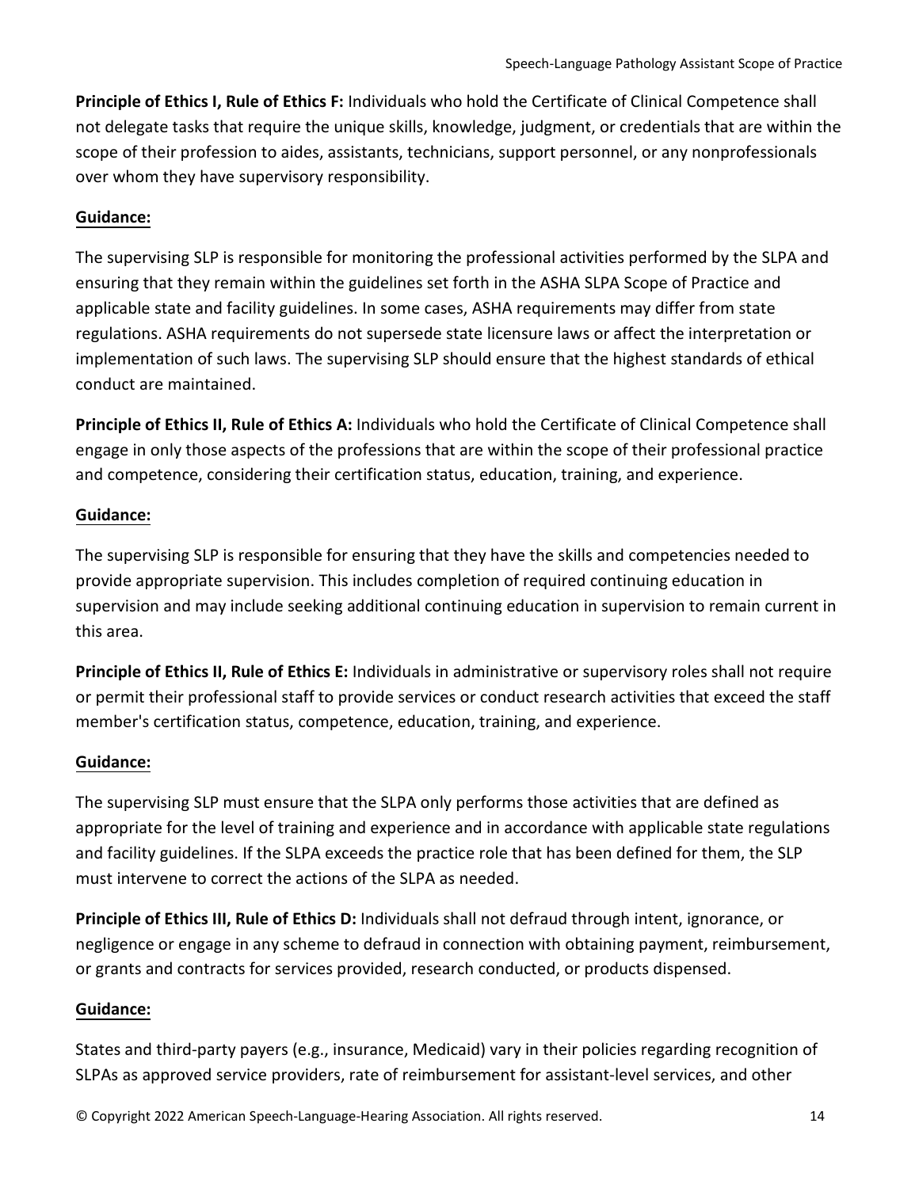**Principle of Ethics I, Rule of Ethics F:** Individuals who hold the Certificate of Clinical Competence shall not delegate tasks that require the unique skills, knowledge, judgment, or credentials that are within the scope of their profession to aides, assistants, technicians, support personnel, or any nonprofessionals over whom they have supervisory responsibility.

**Guidance:**

The supervising SLP is responsible for monitoring the professional activities performed by the SLPA and ensuring that they remain within the guidelines set forth in the ASHA SLPA Scope of Practice and applicable state and facility guidelines. In some cases, ASHA requirements may differ from state regulations. ASHA requirements do not supersede state licensure laws or affect the interpretation or implementation of such laws. The supervising SLP should ensure that the highest standards of ethical conduct are maintained.

**Principle of Ethics II, Rule of Ethics A:** Individuals who hold the Certificate of Clinical Competence shall engage in only those aspects of the professions that are within the scope of their professional practice and competence, considering their certification status, education, training, and experience.

**Guidance:**

The supervising SLP is responsible for ensuring that they have the skills and competencies needed to provide appropriate supervision. This includes completion of required continuing education in supervision and may include seeking additional continuing education in supervision to remain current in this area.

**Principle of Ethics II, Rule of Ethics E:** Individuals in administrative or supervisory roles shall not require or permit their professional staff to provide services or conduct research activities that exceed the staff member's certification status, competence, education, training, and experience.

**Guidance:**

The supervising SLP must ensure that the SLPA only performs those activities that are defined as appropriate for the level of training and experience and in accordance with applicable state regulations and facility guidelines. If the SLPA exceeds the practice role that has been defined for them, the SLP must intervene to correct the actions of the SLPA as needed.

**Principle of Ethics III, Rule of Ethics D:** Individuals shall not defraud through intent, ignorance, or negligence or engage in any scheme to defraud in connection with obtaining payment, reimbursement, or grants and contracts for services provided, research conducted, or products dispensed.

**Guidance:**

States and third-party payers (e.g., insurance, Medicaid) vary in their policies regarding recognition of SLPAs as approved service providers, rate of reimbursement for assistant-level services, and other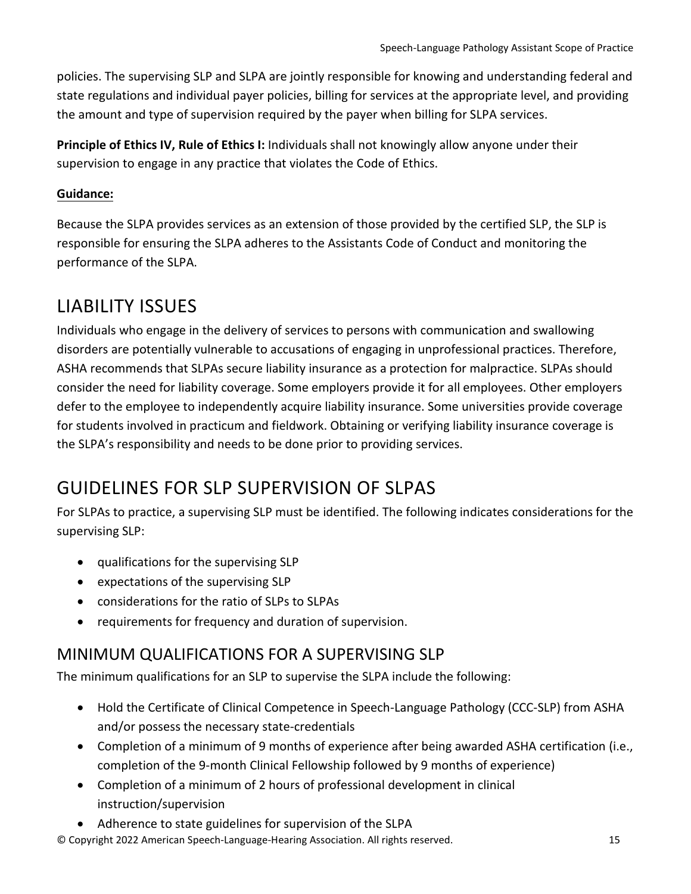policies. The supervising SLP and SLPA are jointly responsible for knowing and understanding federal and state regulations and individual payer policies, billing for services at the appropriate level, and providing the amount and type of supervision required by the payer when billing for SLPA services.

**Principle of Ethics IV, Rule of Ethics I:** Individuals shall not knowingly allow anyone under their supervision to engage in any practice that violates the Code of Ethics.

**Guidance:**

Because the SLPA provides services as an extension of those provided by the certified SLP, the SLP is responsible for ensuring the SLPA adheres to the Assistants Code of Conduct and monitoring the performance of the SLPA.

# LIABILITY ISSUES

Individuals who engage in the delivery of services to persons with communication and swallowing disorders are potentially vulnerable to accusations of engaging in unprofessional practices. Therefore, ASHA recommends that SLPAs secure liability insurance as a protection for malpractice. SLPAs should consider the need for liability coverage. Some employers provide it for all employees. Other employers defer to the employee to independently acquire liability insurance. Some universities provide coverage for students involved in practicum and fieldwork. Obtaining or verifying liability insurance coverage is the SLPA's responsibility and needs to be done prior to providing services.

# GUIDELINES FOR SLP SUPERVISION OF SLPAS

For SLPAs to practice, a supervising SLP must be identified. The following indicates considerations for the supervising SLP:

- qualifications for the supervising SLP
- expectations of the supervising SLP
- considerations for the ratio of SLPs to SLPAs
- requirements for frequency and duration of supervision.

## MINIMUM QUALIFICATIONS FOR A SUPERVISING SLP

The minimum qualifications for an SLP to supervise the SLPA include the following:

- Hold the Certificate of Clinical Competence in Speech-Language Pathology (CCC-SLP) from ASHA and/or possess the necessary state-credentials
- Completion of a minimum of 9 months of experience after being awarded ASHA certification (i.e., completion of the 9-month Clinical Fellowship followed by 9 months of experience)
- Completion of a minimum of 2 hours of professional development in clinical instruction/supervision
- Adherence to state guidelines for supervision of the SLPA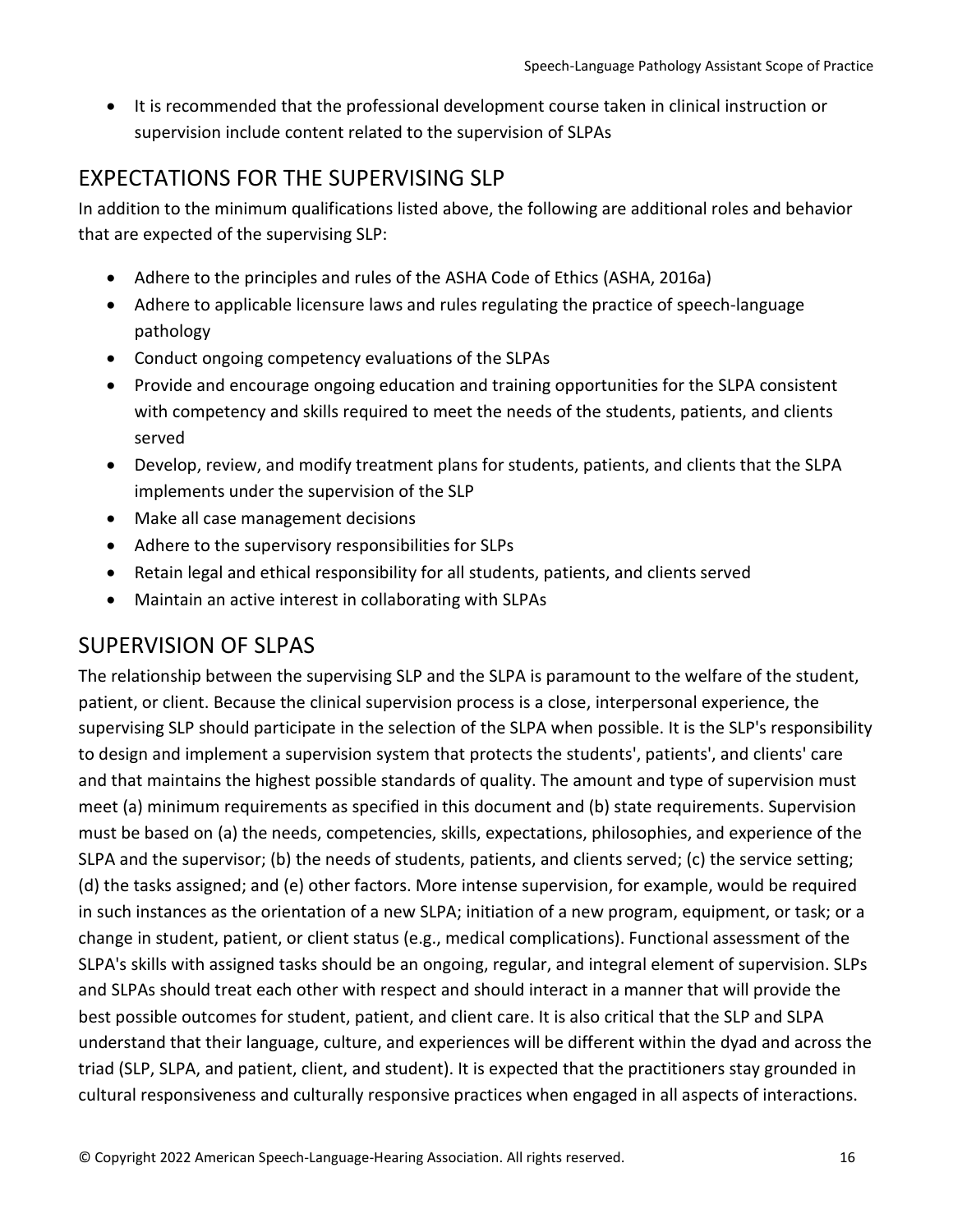- It is recommended that the professional development course taken in clinical instruction or supervision include content related to the supervision of SLPAs

## EXPECTATIONS FOR THE SUPERVISING SLP

In addition to the minimum qualifications listed above, the following are additional roles and behavior that are expected of the supervising SLP:

- Adhere to the principles and rules of the ASHA Code of Ethics (ASHA, 2016a)
- Adhere to applicable licensure laws and rules regulating the practice of speech-language pathology
- Conduct ongoing competency evaluations of the SLPAs
- Provide and encourage ongoing education and training opportunities for the SLPA consistent with competency and skills required to meet the needs of the students, patients, and clients served
- Develop, review, and modify treatment plans for students, patients, and clients that the SLPA implements under the supervision of the SLP
- Make all case management decisions
- Adhere to the supervisory responsibilities for SLPs
- Retain legal and ethical responsibility for all students, patients, and clients served
- Maintain an active interest in collaborating with SLPAs

## SUPERVISION OF SLPAS

The relationship between the supervising SLP and the SLPA is paramount to the welfare of the student, patient, or client. Because the clinical supervision process is a close, interpersonal experience, the supervising SLP should participate in the selection of the SLPA when possible. It is the SLP's responsibility to design and implement a supervision system that protects the students', patients', and clients' care and that maintains the highest possible standards of quality. The amount and type of supervision must meet (a) minimum requirements as specified in this document and (b) state requirements. Supervision must be based on (a) the needs, competencies, skills, expectations, philosophies, and experience of the SLPA and the supervisor; (b) the needs of students, patients, and clients served; (c) the service setting; (d) the tasks assigned; and (e) other factors. More intense supervision, for example, would be required in such instances as the orientation of a new SLPA; initiation of a new program, equipment, or task; or a change in student, patient, or client status (e.g., medical complications). Functional assessment of the SLPA's skills with assigned tasks should be an ongoing, regular, and integral element of supervision. SLPs and SLPAs should treat each other with respect and should interact in a manner that will provide the best possible outcomes for student, patient, and client care. It is also critical that the SLP and SLPA understand that their language, culture, and experiences will be different within the dyad and across the triad (SLP, SLPA, and patient, client, and student). It is expected that the practitioners stay grounded in cultural responsiveness and culturally responsive practices when engaged in all aspects of interactions.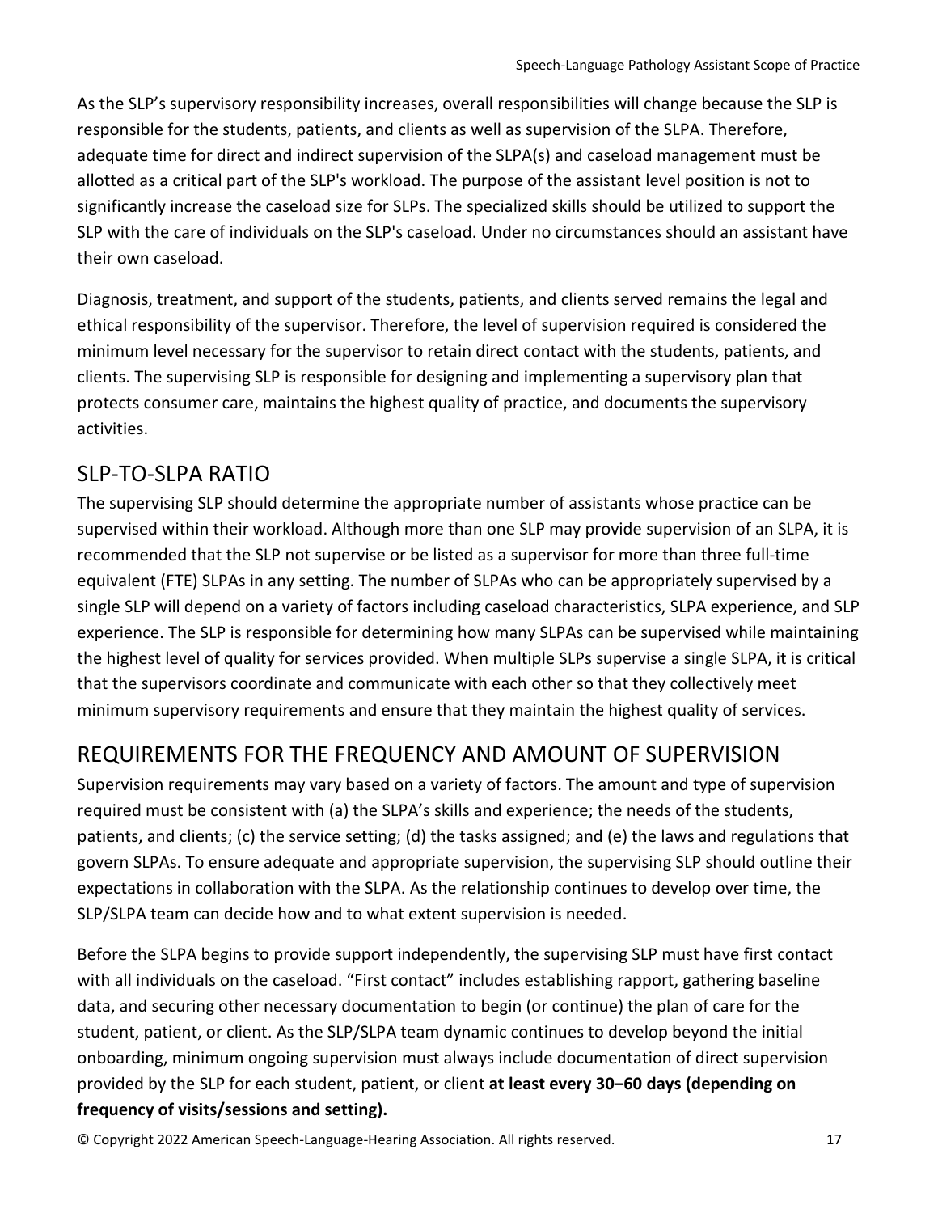As the SLP's supervisory responsibility increases, overall responsibilities will change because the SLP is responsible for the students, patients, and clients as well as supervision of the SLPA. Therefore, adequate time for direct and indirect supervision of the SLPA(s) and caseload management must be allotted as a critical part of the SLP's workload. The purpose of the assistant level position is not to significantly increase the caseload size for SLPs. The specialized skills should be utilized to support the SLP with the care of individuals on the SLP's caseload. Under no circumstances should an assistant have their own caseload.

Diagnosis, treatment, and support of the students, patients, and clients served remains the legal and ethical responsibility of the supervisor. Therefore, the level of supervision required is considered the minimum level necessary for the supervisor to retain direct contact with the students, patients, and clients. The supervising SLP is responsible for designing and implementing a supervisory plan that protects consumer care, maintains the highest quality of practice, and documents the supervisory activities.

## SLP-TO-SLPA RATIO

The supervising SLP should determine the appropriate number of assistants whose practice can be supervised within their workload. Although more than one SLP may provide supervision of an SLPA, it is recommended that the SLP not supervise or be listed as a supervisor for more than three full-time equivalent (FTE) SLPAs in any setting. The number of SLPAs who can be appropriately supervised by a single SLP will depend on a variety of factors including caseload characteristics, SLPA experience, and SLP experience. The SLP is responsible for determining how many SLPAs can be supervised while maintaining the highest level of quality for services provided. When multiple SLPs supervise a single SLPA, it is critical that the supervisors coordinate and communicate with each other so that they collectively meet minimum supervisory requirements and ensure that they maintain the highest quality of services.

## REQUIREMENTS FOR THE FREQUENCY AND AMOUNT OF SUPERVISION

Supervision requirements may vary based on a variety of factors. The amount and type of supervision required must be consistent with (a) the SLPA's skills and experience; the needs of the students, patients, and clients; (c) the service setting; (d) the tasks assigned; and (e) the laws and regulations that govern SLPAs. To ensure adequate and appropriate supervision, the supervising SLP should outline their expectations in collaboration with the SLPA. As the relationship continues to develop over time, the SLP/SLPA team can decide how and to what extent supervision is needed.

Before the SLPA begins to provide support independently, the supervising SLP must have first contact with all individuals on the caseload. "First contact" includes establishing rapport, gathering baseline data, and securing other necessary documentation to begin (or continue) the plan of care for the student, patient, or client. As the SLP/SLPA team dynamic continues to develop beyond the initial onboarding, minimum ongoing supervision must always include documentation of direct supervision provided by the SLP for each student, patient, or client **at least every 30–60 days (depending on frequency of visits/sessions and setting).**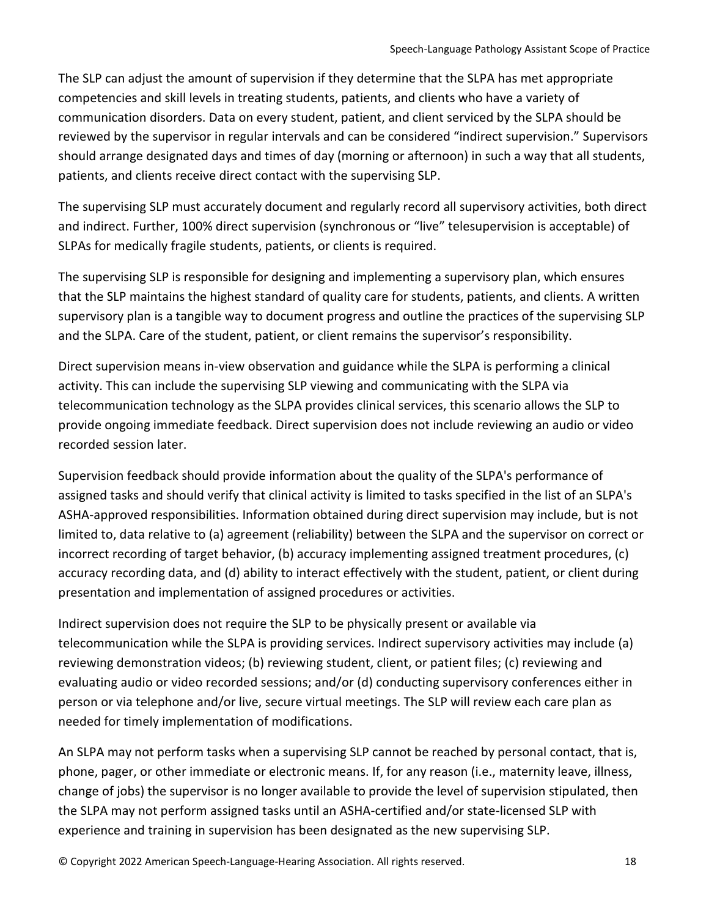The SLP can adjust the amount of supervision if they determine that the SLPA has met appropriate competencies and skill levels in treating students, patients, and clients who have a variety of communication disorders. Data on every student, patient, and client serviced by the SLPA should be reviewed by the supervisor in regular intervals and can be considered "indirect supervision." Supervisors should arrange designated days and times of day (morning or afternoon) in such a way that all students, patients, and clients receive direct contact with the supervising SLP.

The supervising SLP must accurately document and regularly record all supervisory activities, both direct and indirect. Further, 100% direct supervision (synchronous or "live" telesupervision is acceptable) of SLPAs for medically fragile students, patients, or clients is required.

The supervising SLP is responsible for designing and implementing a supervisory plan, which ensures that the SLP maintains the highest standard of quality care for students, patients, and clients. A written supervisory plan is a tangible way to document progress and outline the practices of the supervising SLP and the SLPA. Care of the student, patient, or client remains the supervisor's responsibility.

Direct supervision means in-view observation and guidance while the SLPA is performing a clinical activity. This can include the supervising SLP viewing and communicating with the SLPA via telecommunication technology as the SLPA provides clinical services, this scenario allows the SLP to provide ongoing immediate feedback. Direct supervision does not include reviewing an audio or video recorded session later.

Supervision feedback should provide information about the quality of the SLPA's performance of assigned tasks and should verify that clinical activity is limited to tasks specified in the list of an SLPA's ASHA-approved responsibilities. Information obtained during direct supervision may include, but is not limited to, data relative to (a) agreement (reliability) between the SLPA and the supervisor on correct or incorrect recording of target behavior, (b) accuracy implementing assigned treatment procedures, (c) accuracy recording data, and (d) ability to interact effectively with the student, patient, or client during presentation and implementation of assigned procedures or activities.

Indirect supervision does not require the SLP to be physically present or available via telecommunication while the SLPA is providing services. Indirect supervisory activities may include (a) reviewing demonstration videos; (b) reviewing student, client, or patient files; (c) reviewing and evaluating audio or video recorded sessions; and/or (d) conducting supervisory conferences either in person or via telephone and/or live, secure virtual meetings. The SLP will review each care plan as needed for timely implementation of modifications.

An SLPA may not perform tasks when a supervising SLP cannot be reached by personal contact, that is, phone, pager, or other immediate or electronic means. If, for any reason (i.e., maternity leave, illness, change of jobs) the supervisor is no longer available to provide the level of supervision stipulated, then the SLPA may not perform assigned tasks until an ASHA-certified and/or state-licensed SLP with experience and training in supervision has been designated as the new supervising SLP.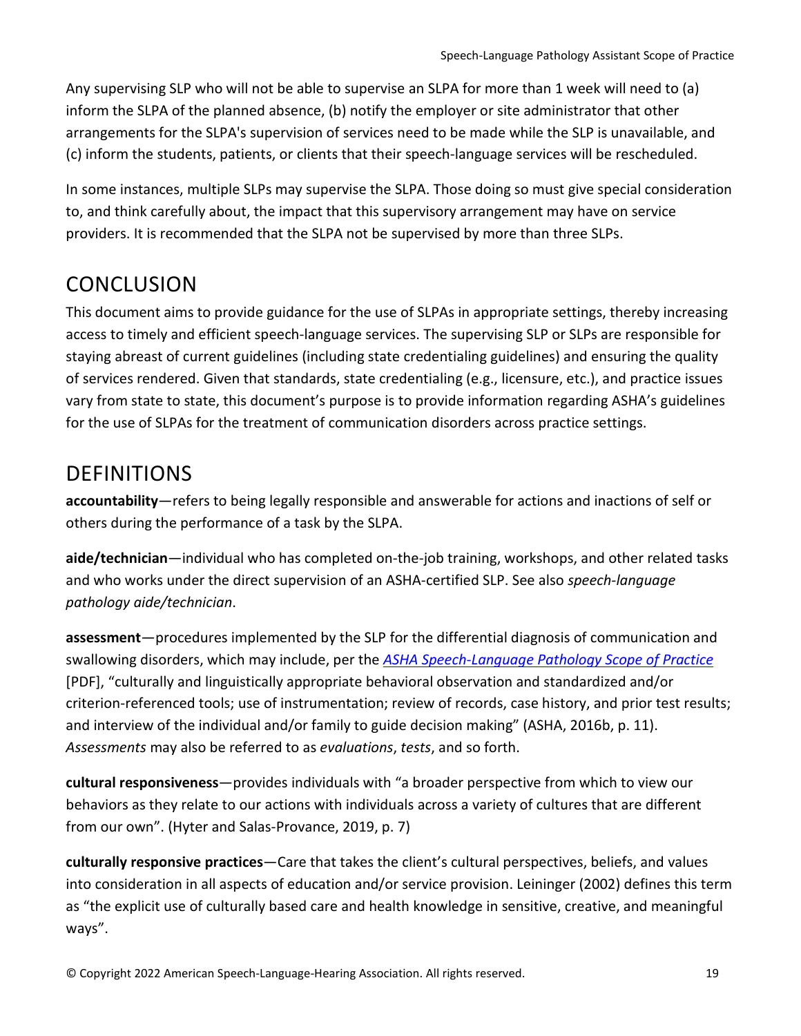Any supervising SLP who will not be able to supervise an SLPA for more than 1 week will need to (a) inform the SLPA of the planned absence, (b) notify the employer or site administrator that other arrangements for the SLPA's supervision of services need to be made while the SLP is unavailable, and (c) inform the students, patients, or clients that their speech-language services will be rescheduled.

In some instances, multiple SLPs may supervise the SLPA. Those doing so must give special consideration to, and think carefully about, the impact that this supervisory arrangement may have on service providers. It is recommended that the SLPA not be supervised by more than three SLPs.

# CONCLUSION

This document aims to provide guidance for the use of SLPAs in appropriate settings, thereby increasing access to timely and efficient speech-language services. The supervising SLP or SLPs are responsible for staying abreast of current guidelines (including state credentialing guidelines) and ensuring the quality of services rendered. Given that standards, state credentialing (e.g., licensure, etc.), and practice issues vary from state to state, this document's purpose is to provide information regarding ASHA's guidelines for the use of SLPAs for the treatment of communication disorders across practice settings.

# DEFINITIONS

**accountability**—refers to being legally responsible and answerable for actions and inactions of self or others during the performance of a task by the SLPA.

**aide/technician**—individual who has completed on-the-job training, workshops, and other related tasks and who works under the direct supervision of an ASHA-certified SLP. See also *speech-language pathology aide/technician*.

**assessment**—procedures implemented by the SLP for the differential diagnosis of communication and swallowing disorders, which may include, per the [*ASHA Speech-Language Pathology Scope of Practice*] [PDF], "culturally and linguistically appropriate behavioral observation and standardized and/or criterion-referenced tools; use of instrumentation; review of records, case history, and prior test results; and interview of the individual and/or family to guide decision making" (ASHA, 2016b, p. 11). *Assessments* may also be referred to as *evaluations*, *tests*, and so forth.

**cultural responsiveness**—provides individuals with "a broader perspective from which to view our behaviors as they relate to our actions with individuals across a variety of cultures that are different from our own". (Hyter and Salas-Provance, 2019, p. 7)

**culturally responsive practices**—Care that takes the client's cultural perspectives, beliefs, and values into consideration in all aspects of education and/or service provision. Leininger (2002) defines this term as "the explicit use of culturally based care and health knowledge in sensitive, creative, and meaningful ways".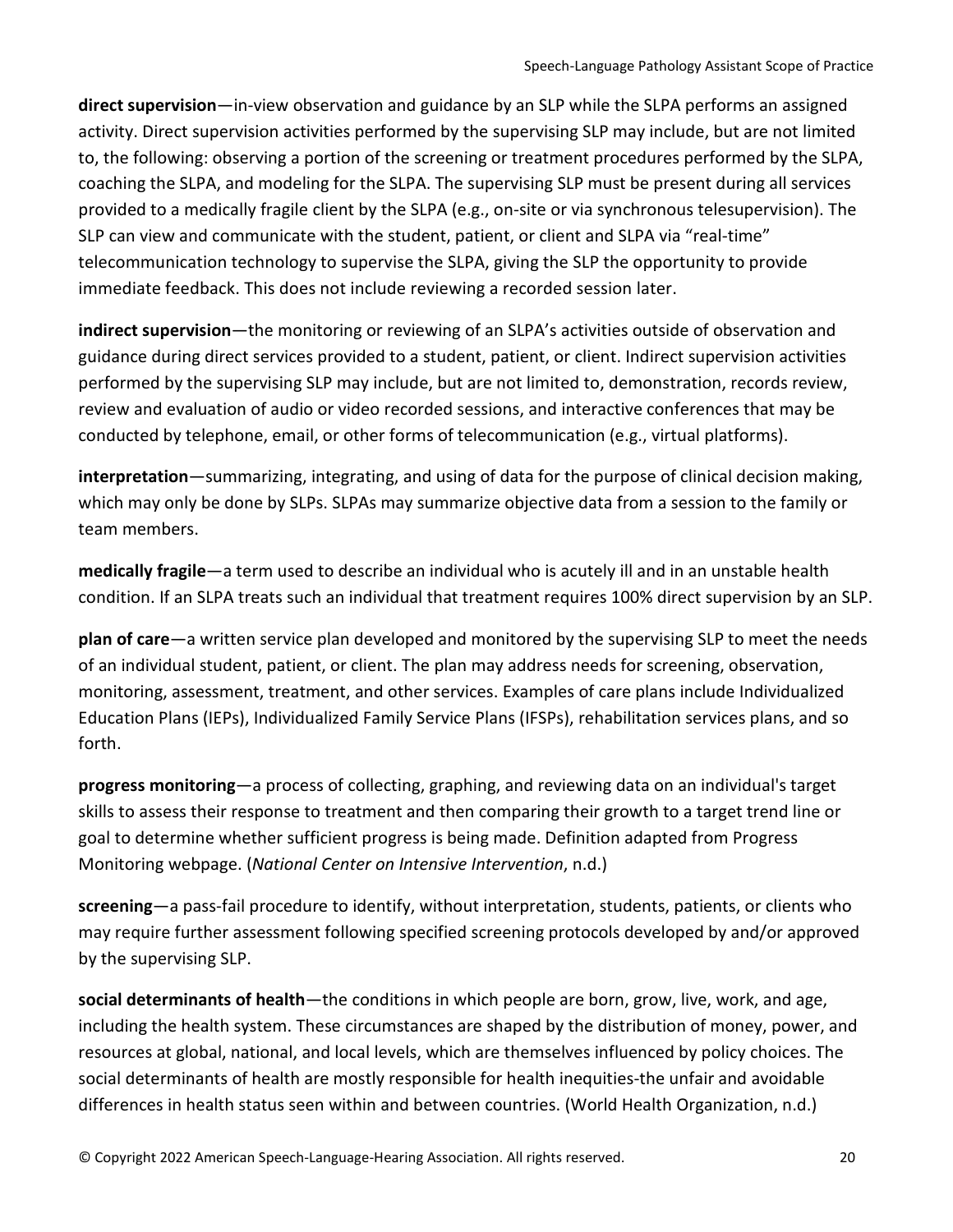**direct supervision**—in-view observation and guidance by an SLP while the SLPA performs an assigned activity. Direct supervision activities performed by the supervising SLP may include, but are not limited to, the following: observing a portion of the screening or treatment procedures performed by the SLPA, coaching the SLPA, and modeling for the SLPA. The supervising SLP must be present during all services provided to a medically fragile client by the SLPA (e.g., on-site or via synchronous telesupervision). The SLP can view and communicate with the student, patient, or client and SLPA via "real-time" telecommunication technology to supervise the SLPA, giving the SLP the opportunity to provide immediate feedback. This does not include reviewing a recorded session later.

**indirect supervision**—the monitoring or reviewing of an SLPA's activities outside of observation and guidance during direct services provided to a student, patient, or client. Indirect supervision activities performed by the supervising SLP may include, but are not limited to, demonstration, records review, review and evaluation of audio or video recorded sessions, and interactive conferences that may be conducted by telephone, email, or other forms of telecommunication (e.g., virtual platforms).

**interpretation**—summarizing, integrating, and using of data for the purpose of clinical decision making, which may only be done by SLPs. SLPAs may summarize objective data from a session to the family or team members.

**medically fragile**—a term used to describe an individual who is acutely ill and in an unstable health condition. If an SLPA treats such an individual that treatment requires 100% direct supervision by an SLP.

**plan of care**—a written service plan developed and monitored by the supervising SLP to meet the needs of an individual student, patient, or client. The plan may address needs for screening, observation, monitoring, assessment, treatment, and other services. Examples of care plans include Individualized Education Plans (IEPs), Individualized Family Service Plans (IFSPs), rehabilitation services plans, and so forth.

**progress monitoring**—a process of collecting, graphing, and reviewing data on an individual's target skills to assess their response to treatment and then comparing their growth to a target trend line or goal to determine whether sufficient progress is being made. Definition adapted from Progress Monitoring webpage. (*National Center on Intensive Intervention*, n.d.)

**screening**—a pass-fail procedure to identify, without interpretation, students, patients, or clients who may require further assessment following specified screening protocols developed by and/or approved by the supervising SLP.

**social determinants of health**—the conditions in which people are born, grow, live, work, and age, including the health system. These circumstances are shaped by the distribution of money, power, and resources at global, national, and local levels, which are themselves influenced by policy choices. The social determinants of health are mostly responsible for health inequities-the unfair and avoidable differences in health status seen within and between countries. (World Health Organization, n.d.)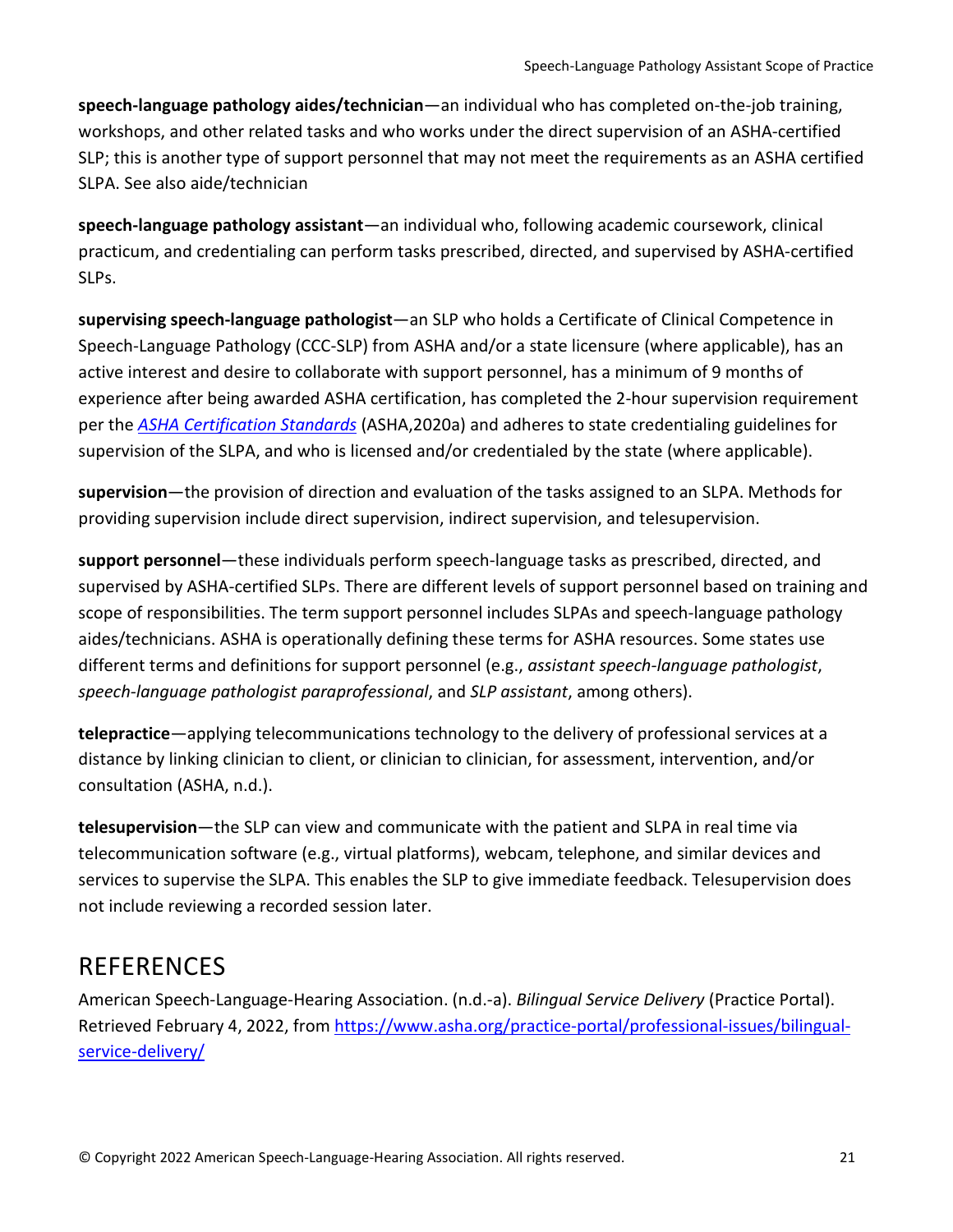**speech-language pathology aides/technician**—an individual who has completed on-the-job training, workshops, and other related tasks and who works under the direct supervision of an ASHA-certified SLP; this is another type of support personnel that may not meet the requirements as an ASHA certified SLPA. See also aide/technician

**speech-language pathology assistant**—an individual who, following academic coursework, clinical practicum, and credentialing can perform tasks prescribed, directed, and supervised by ASHA-certified SLPs.

**supervising speech-language pathologist**—an SLP who holds a Certificate of Clinical Competence in Speech-Language Pathology (CCC-SLP) from ASHA and/or a state licensure (where applicable), has an active interest and desire to collaborate with support personnel, has a minimum of 9 months of experience after being awarded ASHA certification, has completed the 2-hour supervision requirement per the *ASHA Certification Standards* (ASHA,2020a) and adheres to state credentialing guidelines for supervision of the SLPA, and who is licensed and/or credentialed by the state (where applicable).

**supervision**—the provision of direction and evaluation of the tasks assigned to an SLPA. Methods for providing supervision include direct supervision, indirect supervision, and telesupervision.

**support personnel**—these individuals perform speech-language tasks as prescribed, directed, and supervised by ASHA-certified SLPs. There are different levels of support personnel based on training and scope of responsibilities. The term support personnel includes SLPAs and speech-language pathology aides/technicians. ASHA is operationally defining these terms for ASHA resources. Some states use different terms and definitions for support personnel (e.g., *assistant speech-language pathologist*, *speech-language pathologist paraprofessional*, and *SLP assistant*, among others).

**telepractice**—applying telecommunications technology to the delivery of professional services at a distance by linking clinician to client, or clinician to clinician, for assessment, intervention, and/or consultation (ASHA, n.d.).

**telesupervision**—the SLP can view and communicate with the patient and SLPA in real time via telecommunication software (e.g., virtual platforms), webcam, telephone, and similar devices and services to supervise the SLPA. This enables the SLP to give immediate feedback. Telesupervision does not include reviewing a recorded session later.

# REFERENCES

American Speech-Language-Hearing Association. (n.d.-a). *Bilingual Service Delivery* (Practice Portal). Retrieved February 4, 2022, from https://www.asha.org/practice-portal/professional-issues/bilingual-service-delivery/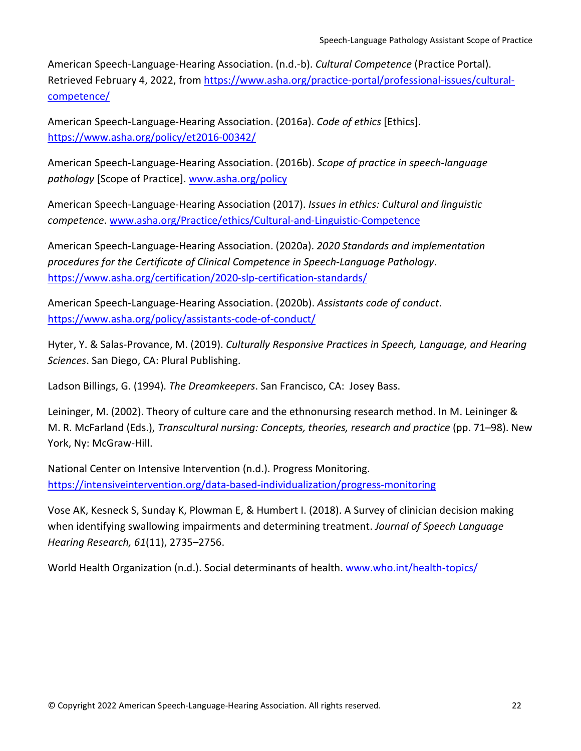American Speech-Language-Hearing Association. (n.d.-b). *Cultural Competence* (Practice Portal). Retrieved February 4, 2022, from https://www.asha.org/practice-portal/professional-issues/cultural-competence/

American Speech-Language-Hearing Association. (2016a). *Code of ethics* [Ethics]. https://www.asha.org/policy/et2016-00342/

American Speech-Language-Hearing Association. (2016b). *Scope of practice in speech-language pathology* [Scope of Practice]. www.asha.org/policy

American Speech-Language-Hearing Association (2017). *Issues in ethics: Cultural and linguistic competence*. www.asha.org/Practice/ethics/Cultural-and-Linguistic-Competence

American Speech-Language-Hearing Association. (2020a). *2020 Standards and implementation procedures for the Certificate of Clinical Competence in Speech-Language Pathology*. https://www.asha.org/certification/2020-slp-certification-standards/

American Speech-Language-Hearing Association. (2020b). *Assistants code of conduct*. https://www.asha.org/policy/assistants-code-of-conduct/

Hyter, Y. & Salas-Provance, M. (2019). *Culturally Responsive Practices in Speech, Language, and Hearing Sciences*. San Diego, CA: Plural Publishing.

Ladson Billings, G. (1994). *The Dreamkeepers*. San Francisco, CA: Josey Bass.

Leininger, M. (2002). Theory of culture care and the ethnonursing research method. In M. Leininger & M. R. McFarland (Eds.), *Transcultural nursing: Concepts, theories, research and practice* (pp. 71–98). New York, Ny: McGraw-Hill.

National Center on Intensive Intervention (n.d.). Progress Monitoring. https://intensiveintervention.org/data-based-individualization/progress-monitoring

Vose AK, Kesneck S, Sunday K, Plowman E, & Humbert I. (2018). A Survey of clinician decision making when identifying swallowing impairments and determining treatment. *Journal of Speech Language Hearing Research, 61*(11), 2735–2756.

World Health Organization (n.d.). Social determinants of health. www.who.int/health-topics/